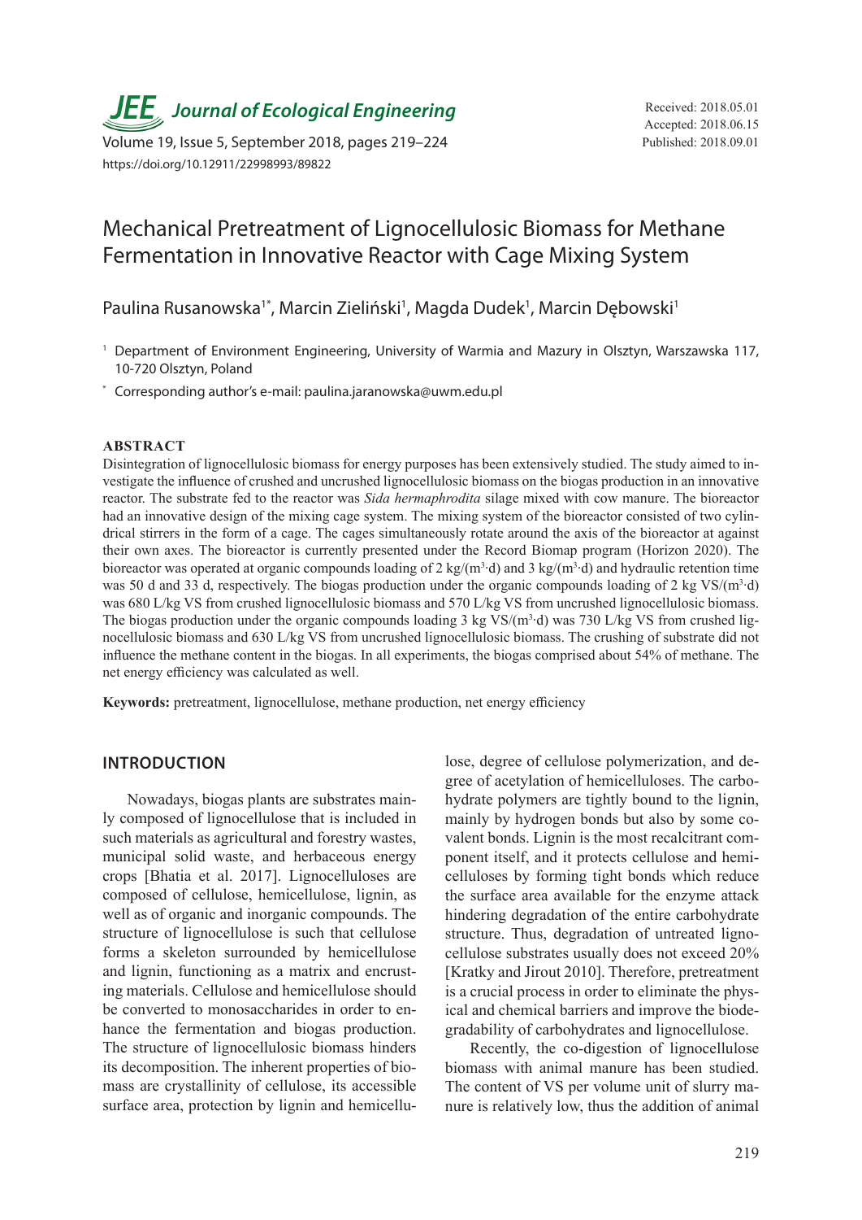# Mechanical Pretreatment of Lignocellulosic Biomass for Methane Fermentation in Innovative Reactor with Cage Mixing System

Received: 2018.05.01
Accepted: 2018.06.15
Published: 2018.09.01

https://doi.org/10.12911/22998993/89822

Paulina Rusanowska[1*], Marcin Zieliński[1], Magda Dudek[1], Marcin Dębowski[1]

[1] Department of Environment Engineering, University of Warmia and Mazury in Olsztyn, Warszawska 117, 10-720 Olsztyn, Poland

[*] Corresponding author's e-mail: paulina.jaranowska@uwm.edu.pl

## ABSTRACT

Disintegration of lignocellulosic biomass for energy purposes has been extensively studied. The study aimed to investigate the influence of crushed and uncrushed lignocellulosic biomass on the biogas production in an innovative reactor. The substrate fed to the reactor was *Sida hermaphrodita* silage mixed with cow manure. The bioreactor had an innovative design of the mixing cage system. The mixing system of the bioreactor consisted of two cylindrical stirrers in the form of a cage. The cages simultaneously rotate around the axis of the bioreactor at against their own axes. The bioreactor is currently presented under the Record Biomap program (Horizon 2020). The bioreactor was operated at organic compounds loading of 2 kg/($m^3$·d) and 3 kg/($m^3$·d) and hydraulic retention time was 50 d and 33 d, respectively. The biogas production under the organic compounds loading of 2 kg VS/($m^3$·d) was 680 L/kg VS from crushed lignocellulosic biomass and 570 L/kg VS from uncrushed lignocellulosic biomass. The biogas production under the organic compounds loading 3 kg VS/($m^3$·d) was 730 L/kg VS from crushed lignocellulosic biomass and 630 L/kg VS from uncrushed lignocellulosic biomass. The crushing of substrate did not influence the methane content in the biogas. In all experiments, the biogas comprised about 54% of methane. The net energy efficiency was calculated as well.

**Keywords:** pretreatment, lignocellulose, methane production, net energy efficiency

## INTRODUCTION

Nowadays, biogas plants are substrates mainly composed of lignocellulose that is included in such materials as agricultural and forestry wastes, municipal solid waste, and herbaceous energy crops [Bhatia et al. 2017]. Lignocelluloses are composed of cellulose, hemicellulose, lignin, as well as of organic and inorganic compounds. The structure of lignocellulose is such that cellulose forms a skeleton surrounded by hemicellulose and lignin, functioning as a matrix and encrusting materials. Cellulose and hemicellulose should be converted to monosaccharides in order to enhance the fermentation and biogas production. The structure of lignocellulosic biomass hinders its decomposition. The inherent properties of biomass are crystallinity of cellulose, its accessible surface area, protection by lignin and hemicellulose, degree of cellulose polymerization, and degree of acetylation of hemicelluloses. The carbohydrate polymers are tightly bound to the lignin, mainly by hydrogen bonds but also by some covalent bonds. Lignin is the most recalcitrant component itself, and it protects cellulose and hemicelluloses by forming tight bonds which reduce the surface area available for the enzyme attack hindering degradation of the entire carbohydrate structure. Thus, degradation of untreated lignocellulose substrates usually does not exceed 20% [Kratky and Jirout 2010]. Therefore, pretreatment is a crucial process in order to eliminate the physical and chemical barriers and improve the biodegradability of carbohydrates and lignocellulose.

Recently, the co-digestion of lignocellulose biomass with animal manure has been studied. The content of VS per volume unit of slurry manure is relatively low, thus the addition of animal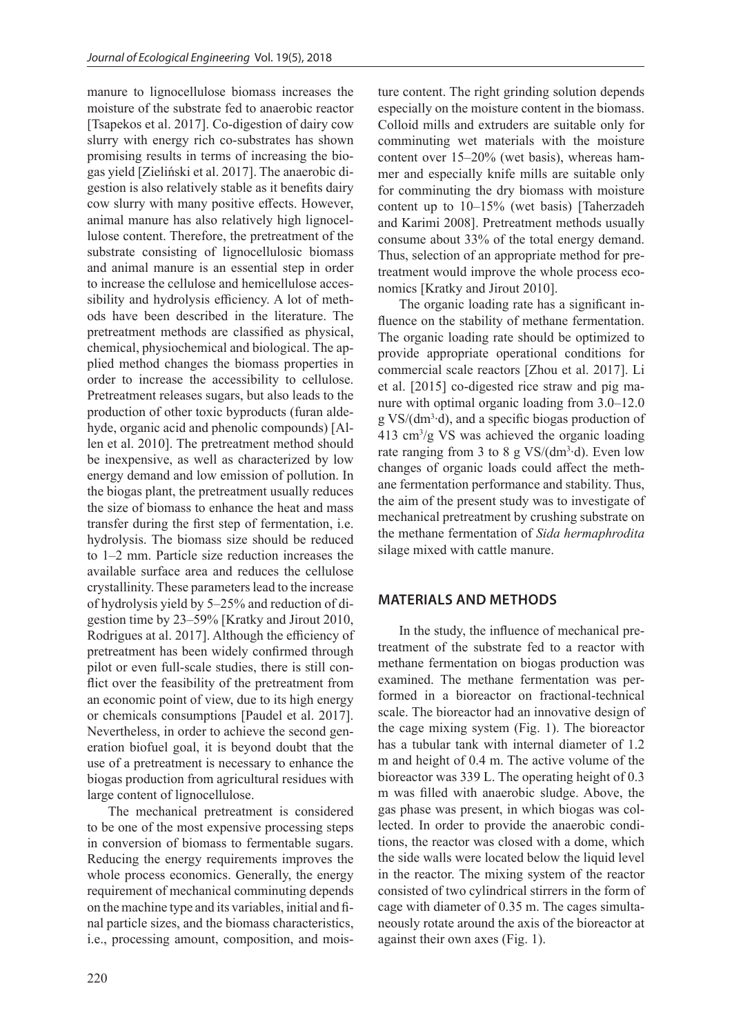manure to lignocellulose biomass increases the moisture of the substrate fed to anaerobic reactor [Tsapekos et al. 2017]. Co-digestion of dairy cow slurry with energy rich co-substrates has shown promising results in terms of increasing the biogas yield [Zieliński et al. 2017]. The anaerobic digestion is also relatively stable as it benefits dairy cow slurry with many positive effects. However, animal manure has also relatively high lignocellulose content. Therefore, the pretreatment of the substrate consisting of lignocellulosic biomass and animal manure is an essential step in order to increase the cellulose and hemicellulose accessibility and hydrolysis efficiency. A lot of methods have been described in the literature. The pretreatment methods are classified as physical, chemical, physiochemical and biological. The applied method changes the biomass properties in order to increase the accessibility to cellulose. Pretreatment releases sugars, but also leads to the production of other toxic byproducts (furan aldehyde, organic acid and phenolic compounds) [Allen et al. 2010]. The pretreatment method should be inexpensive, as well as characterized by low energy demand and low emission of pollution. In the biogas plant, the pretreatment usually reduces the size of biomass to enhance the heat and mass transfer during the first step of fermentation, i.e. hydrolysis. The biomass size should be reduced to 1–2 mm. Particle size reduction increases the available surface area and reduces the cellulose crystallinity. These parameters lead to the increase of hydrolysis yield by 5–25% and reduction of digestion time by 23–59% [Kratky and Jirout 2010, Rodrigues at al. 2017]. Although the efficiency of pretreatment has been widely confirmed through pilot or even full-scale studies, there is still conflict over the feasibility of the pretreatment from an economic point of view, due to its high energy or chemicals consumptions [Paudel et al. 2017]. Nevertheless, in order to achieve the second generation biofuel goal, it is beyond doubt that the use of a pretreatment is necessary to enhance the biogas production from agricultural residues with large content of lignocellulose.

The mechanical pretreatment is considered to be one of the most expensive processing steps in conversion of biomass to fermentable sugars. Reducing the energy requirements improves the whole process economics. Generally, the energy requirement of mechanical comminuting depends on the machine type and its variables, initial and final particle sizes, and the biomass characteristics, i.e., processing amount, composition, and moisture content. The right grinding solution depends especially on the moisture content in the biomass. Colloid mills and extruders are suitable only for comminuting wet materials with the moisture content over 15–20% (wet basis), whereas hammer and especially knife mills are suitable only for comminuting the dry biomass with moisture content up to 10–15% (wet basis) [Taherzadeh and Karimi 2008]. Pretreatment methods usually consume about 33% of the total energy demand. Thus, selection of an appropriate method for pretreatment would improve the whole process economics [Kratky and Jirout 2010].

The organic loading rate has a significant influence on the stability of methane fermentation. The organic loading rate should be optimized to provide appropriate operational conditions for commercial scale reactors [Zhou et al. 2017]. Li et al. [2015] co-digested rice straw and pig manure with optimal organic loading from 3.0–12.0 g VS/($dm^3$·d), and a specific biogas production of 413 $cm^3$/g VS was achieved the organic loading rate ranging from 3 to 8 g VS/($dm^3$·d). Even low changes of organic loads could affect the methane fermentation performance and stability. Thus, the aim of the present study was to investigate of mechanical pretreatment by crushing substrate on the methane fermentation of *Sida hermaphrodita* silage mixed with cattle manure.

## MATERIALS AND METHODS

In the study, the influence of mechanical pretreatment of the substrate fed to a reactor with methane fermentation on biogas production was examined. The methane fermentation was performed in a bioreactor on fractional-technical scale. The bioreactor had an innovative design of the cage mixing system (Fig. 1). The bioreactor has a tubular tank with internal diameter of 1.2 m and height of 0.4 m. The active volume of the bioreactor was 339 L. The operating height of 0.3 m was filled with anaerobic sludge. Above, the gas phase was present, in which biogas was collected. In order to provide the anaerobic conditions, the reactor was closed with a dome, which the side walls were located below the liquid level in the reactor. The mixing system of the reactor consisted of two cylindrical stirrers in the form of cage with diameter of 0.35 m. The cages simultaneously rotate around the axis of the bioreactor at against their own axes (Fig. 1).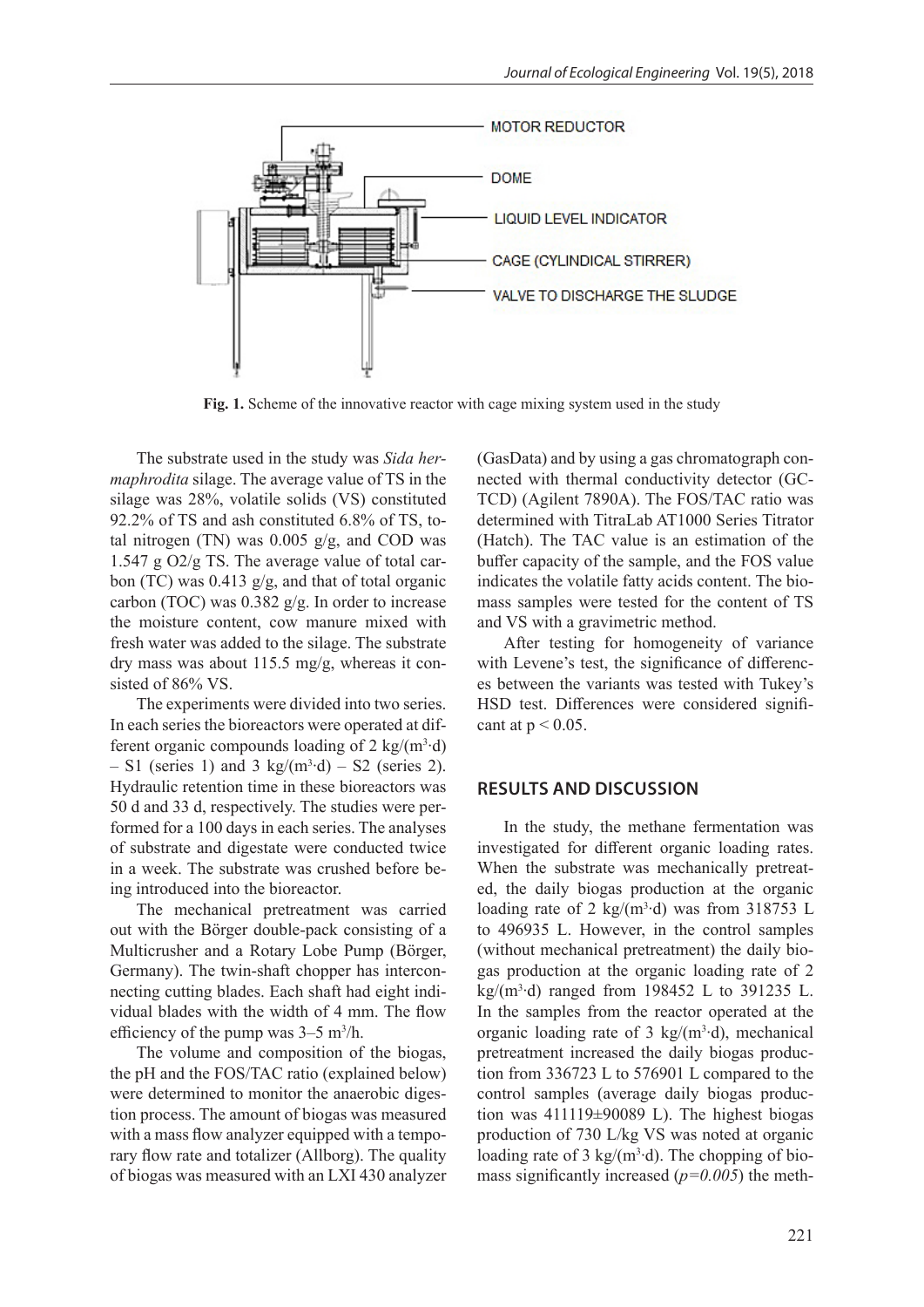Fig. 1. Scheme of the innovative reactor with cage mixing system used in the study

The substrate used in the study was *Sida hermaphrodita* silage. The average value of TS in the silage was 28%, volatile solids (VS) constituted 92.2% of TS and ash constituted 6.8% of TS, total nitrogen (TN) was 0.005 g/g, and COD was 1.547 g $O_2$/g TS. The average value of total carbon (TC) was 0.413 g/g, and that of total organic carbon (TOC) was 0.382 g/g. In order to increase the moisture content, cow manure mixed with fresh water was added to the silage. The substrate dry mass was about 115.5 mg/g, whereas it consisted of 86% VS.

The experiments were divided into two series. In each series the bioreactors were operated at different organic compounds loading of 2 kg/($m^3$·d) – S1 (series 1) and 3 kg/($m^3$·d) – S2 (series 2). Hydraulic retention time in these bioreactors was 50 d and 33 d, respectively. The studies were performed for a 100 days in each series. The analyses of substrate and digestate were conducted twice in a week. The substrate was crushed before being introduced into the bioreactor.

The mechanical pretreatment was carried out with the Börger double-pack consisting of a Multicrusher and a Rotary Lobe Pump (Börger, Germany). The twin-shaft chopper has interconnecting cutting blades. Each shaft had eight individual blades with the width of 4 mm. The flow efficiency of the pump was 3–5 $m^3$/h.

The volume and composition of the biogas, the pH and the FOS/TAC ratio (explained below) were determined to monitor the anaerobic digestion process. The amount of biogas was measured with a mass flow analyzer equipped with a temporary flow rate and totalizer (Allborg). The quality of biogas was measured with an LXI 430 analyzer (GasData) and by using a gas chromatograph connected with thermal conductivity detector (GC-TCD) (Agilent 7890A). The FOS/TAC ratio was determined with TitraLab AT1000 Series Titrator (Hatch). The TAC value is an estimation of the buffer capacity of the sample, and the FOS value indicates the volatile fatty acids content. The biomass samples were tested for the content of TS and VS with a gravimetric method.

After testing for homogeneity of variance with Levene's test, the significance of differences between the variants was tested with Tukey's HSD test. Differences were considered significant at $p < 0.05$.

## RESULTS AND DISCUSSION

In the study, the methane fermentation was investigated for different organic loading rates. When the substrate was mechanically pretreated, the daily biogas production at the organic loading rate of 2 kg/($m^3$·d) was from 318753 L to 496935 L. However, in the control samples (without mechanical pretreatment) the daily biogas production at the organic loading rate of 2 kg/($m^3$·d) ranged from 198452 L to 391235 L. In the samples from the reactor operated at the organic loading rate of 3 kg/($m^3$·d), mechanical pretreatment increased the daily biogas production from 336723 L to 576901 L compared to the control samples (average daily biogas production was 411119±90089 L). The highest biogas production of 730 L/kg VS was noted at organic loading rate of 3 kg/($m^3$·d). The chopping of biomass significantly increased (*$p=0.005$*) the meth-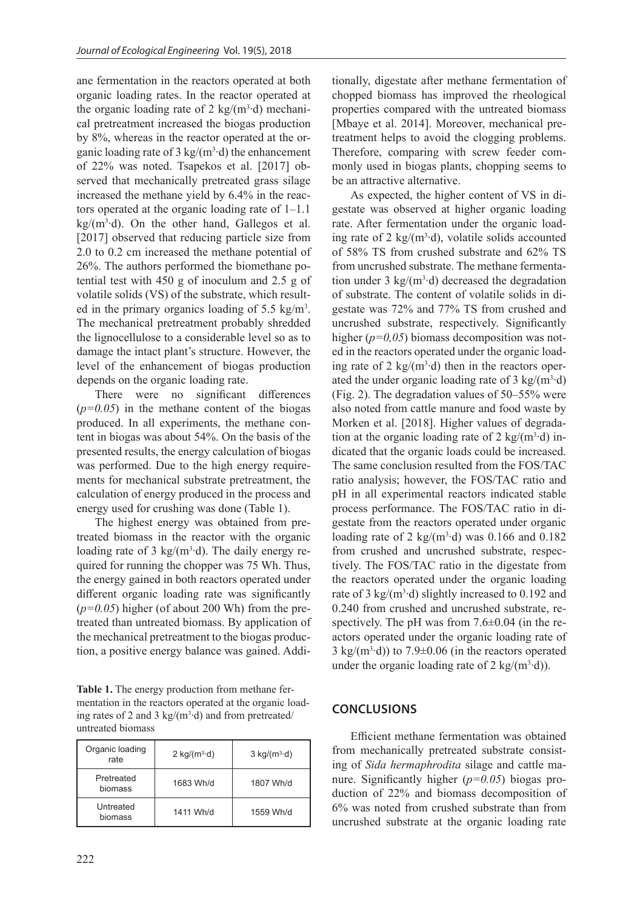ane fermentation in the reactors operated at both organic loading rates. In the reactor operated at the organic loading rate of 2 kg/($m^3$·d) mechanical pretreatment increased the biogas production by 8%, whereas in the reactor operated at the organic loading rate of 3 kg/($m^3$·d) the enhancement of 22% was noted. Tsapekos et al. [2017] observed that mechanically pretreated grass silage increased the methane yield by 6.4% in the reactors operated at the organic loading rate of 1–1.1 kg/($m^3$·d). On the other hand, Gallegos et al. [2017] observed that reducing particle size from 2.0 to 0.2 cm increased the methane potential of 26%. The authors performed the biomethane potential test with 450 g of inoculum and 2.5 g of volatile solids (VS) of the substrate, which resulted in the primary organics loading of 5.5 kg/$m^3$. The mechanical pretreatment probably shredded the lignocellulose to a considerable level so as to damage the intact plant's structure. However, the level of the enhancement of biogas production depends on the organic loading rate.

There were no significant differences ($p=0.05$) in the methane content of the biogas produced. In all experiments, the methane content in biogas was about 54%. On the basis of the presented results, the energy calculation of biogas was performed. Due to the high energy requirements for mechanical substrate pretreatment, the calculation of energy produced in the process and energy used for crushing was done (Table 1).

The highest energy was obtained from pretreated biomass in the reactor with the organic loading rate of 3 kg/($m^3$·d). The daily energy required for running the chopper was 75 Wh. Thus, the energy gained in both reactors operated under different organic loading rate was significantly ($p=0.05$) higher (of about 200 Wh) from the pretreated than untreated biomass. By application of the mechanical pretreatment to the biogas production, a positive energy balance was gained. Additionally, digestate after methane fermentation of chopped biomass has improved the rheological properties compared with the untreated biomass [Mbaye et al. 2014]. Moreover, mechanical pretreatment helps to avoid the clogging problems. Therefore, comparing with screw feeder commonly used in biogas plants, chopping seems to be an attractive alternative.

**Table 1.** The energy production from methane fermentation in the reactors operated at the organic loading rates of 2 and 3 kg/($m^3$·d) and from pretreated/untreated biomass

| Organic loading rate | 2 kg/($m^3$·d) | 3 kg/($m^3$·d) |
|---|---|---|
| Pretreated biomass | 1683 Wh/d | 1807 Wh/d |
| Untreated biomass | 1411 Wh/d | 1559 Wh/d |

As expected, the higher content of VS in digestate was observed at higher organic loading rate. After fermentation under the organic loading rate of 2 kg/($m^3$·d), volatile solids accounted of 58% TS from crushed substrate and 62% TS from uncrushed substrate. The methane fermentation under 3 kg/($m^3$·d) decreased the degradation of substrate. The content of volatile solids in digestate was 72% and 77% TS from crushed and uncrushed substrate, respectively. Significantly higher ($p=0,05$) biomass decomposition was noted in the reactors operated under the organic loading rate of 2 kg/($m^3$·d) then in the reactors operated the under organic loading rate of 3 kg/($m^3$·d) (Fig. 2). The degradation values of 50–55% were also noted from cattle manure and food waste by Morken et al. [2018]. Higher values of degradation at the organic loading rate of 2 kg/($m^3$·d) indicated that the organic loads could be increased. The same conclusion resulted from the FOS/TAC ratio analysis; however, the FOS/TAC ratio and pH in all experimental reactors indicated stable process performance. The FOS/TAC ratio in digestate from the reactors operated under organic loading rate of 2 kg/($m^3$·d) was 0.166 and 0.182 from crushed and uncrushed substrate, respectively. The FOS/TAC ratio in the digestate from the reactors operated under the organic loading rate of 3 kg/($m^3$·d) slightly increased to 0.192 and 0.240 from crushed and uncrushed substrate, respectively. The pH was from 7.6±0.04 (in the reactors operated under the organic loading rate of 3 kg/($m^3$·d)) to 7.9±0.06 (in the reactors operated under the organic loading rate of 2 kg/($m^3$·d)).

## CONCLUSIONS

Efficient methane fermentation was obtained from mechanically pretreated substrate consisting of *Sida hermaphrodita* silage and cattle manure. Significantly higher ($p=0.05$) biogas production of 22% and biomass decomposition of 6% was noted from crushed substrate than from uncrushed substrate at the organic loading rate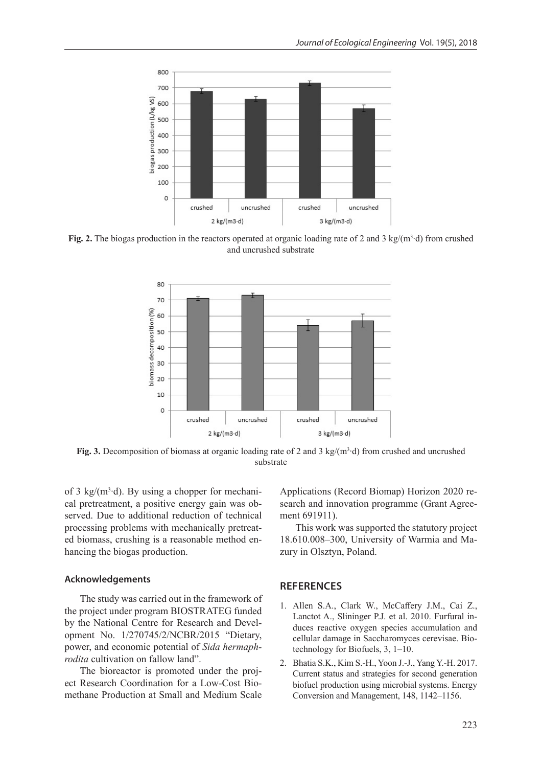Fig. 2. The biogas production in the reactors operated at organic loading rate of 2 and 3 kg/($m^3$·d) from crushed and uncrushed substrate

Fig. 3. Decomposition of biomass at organic loading rate of 2 and 3 kg/($m^3$·d) from crushed and uncrushed substrate

of 3 kg/($m^3$·d). By using a chopper for mechanical pretreatment, a positive energy gain was observed. Due to additional reduction of technical processing problems with mechanically pretreated biomass, crushing is a reasonable method enhancing the biogas production.

## Acknowledgements

The study was carried out in the framework of the project under program BIOSTRATEG funded by the National Centre for Research and Development No. 1/270745/2/NCBR/2015 "Dietary, power, and economic potential of *Sida hermaphrodita* cultivation on fallow land".

The bioreactor is promoted under the project Research Coordination for a Low-Cost Biomethane Production at Small and Medium Scale Applications (Record Biomap) Horizon 2020 research and innovation programme (Grant Agreement 691911).

This work was supported the statutory project 18.610.008–300, University of Warmia and Mazury in Olsztyn, Poland.

## REFERENCES

1. Allen S.A., Clark W., McCaffery J.M., Cai Z., Lanctot A., Slininger P.J. et al. 2010. Furfural induces reactive oxygen species accumulation and cellular damage in Saccharomyces cerevisae. Biotechnology for Biofuels, 3, 1–10.
2. Bhatia S.K., Kim S.-H., Yoon J.-J., Yang Y.-H. 2017. Current status and strategies for second generation biofuel production using microbial systems. Energy Conversion and Management, 148, 1142–1156.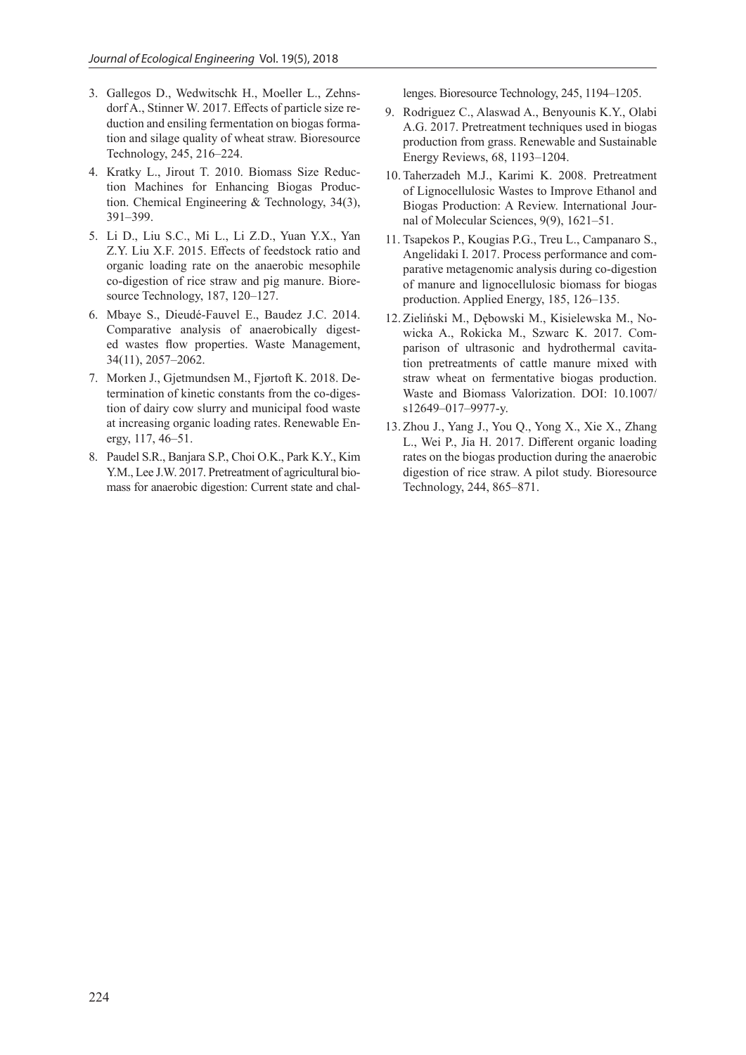3. Gallegos D., Wedwitschk H., Moeller L., Zehnsdorf A., Stinner W. 2017. Effects of particle size reduction and ensiling fermentation on biogas formation and silage quality of wheat straw. Bioresource Technology, 245, 216–224.
4. Kratky L., Jirout T. 2010. Biomass Size Reduction Machines for Enhancing Biogas Production. Chemical Engineering & Technology, 34(3), 391–399.
5. Li D., Liu S.C., Mi L., Li Z.D., Yuan Y.X., Yan Z.Y. Liu X.F. 2015. Effects of feedstock ratio and organic loading rate on the anaerobic mesophile co-digestion of rice straw and pig manure. Bioresource Technology, 187, 120–127.
6. Mbaye S., Dieudé-Fauvel E., Baudez J.C. 2014. Comparative analysis of anaerobically digested wastes flow properties. Waste Management, 34(11), 2057–2062.
7. Morken J., Gjetmundsen M., Fjørtoft K. 2018. Determination of kinetic constants from the co-digestion of dairy cow slurry and municipal food waste at increasing organic loading rates. Renewable Energy, 117, 46–51.
8. Paudel S.R., Banjara S.P., Choi O.K., Park K.Y., Kim Y.M., Lee J.W. 2017. Pretreatment of agricultural biomass for anaerobic digestion: Current state and challenges. Bioresource Technology, 245, 1194–1205.
9. Rodriguez C., Alaswad A., Benyounis K.Y., Olabi A.G. 2017. Pretreatment techniques used in biogas production from grass. Renewable and Sustainable Energy Reviews, 68, 1193–1204.
10. Taherzadeh M.J., Karimi K. 2008. Pretreatment of Lignocellulosic Wastes to Improve Ethanol and Biogas Production: A Review. International Journal of Molecular Sciences, 9(9), 1621–51.
11. Tsapekos P., Kougias P.G., Treu L., Campanaro S., Angelidaki I. 2017. Process performance and comparative metagenomic analysis during co-digestion of manure and lignocellulosic biomass for biogas production. Applied Energy, 185, 126–135.
12. Zieliński M., Dębowski M., Kisielewska M., Nowicka A., Rokicka M., Szwarc K. 2017. Comparison of ultrasonic and hydrothermal cavitation pretreatments of cattle manure mixed with straw wheat on fermentative biogas production. Waste and Biomass Valorization. DOI: 10.1007/s12649–017–9977-y.
13. Zhou J., Yang J., You Q., Yong X., Xie X., Zhang L., Wei P., Jia H. 2017. Different organic loading rates on the biogas production during the anaerobic digestion of rice straw. A pilot study. Bioresource Technology, 244, 865–871.